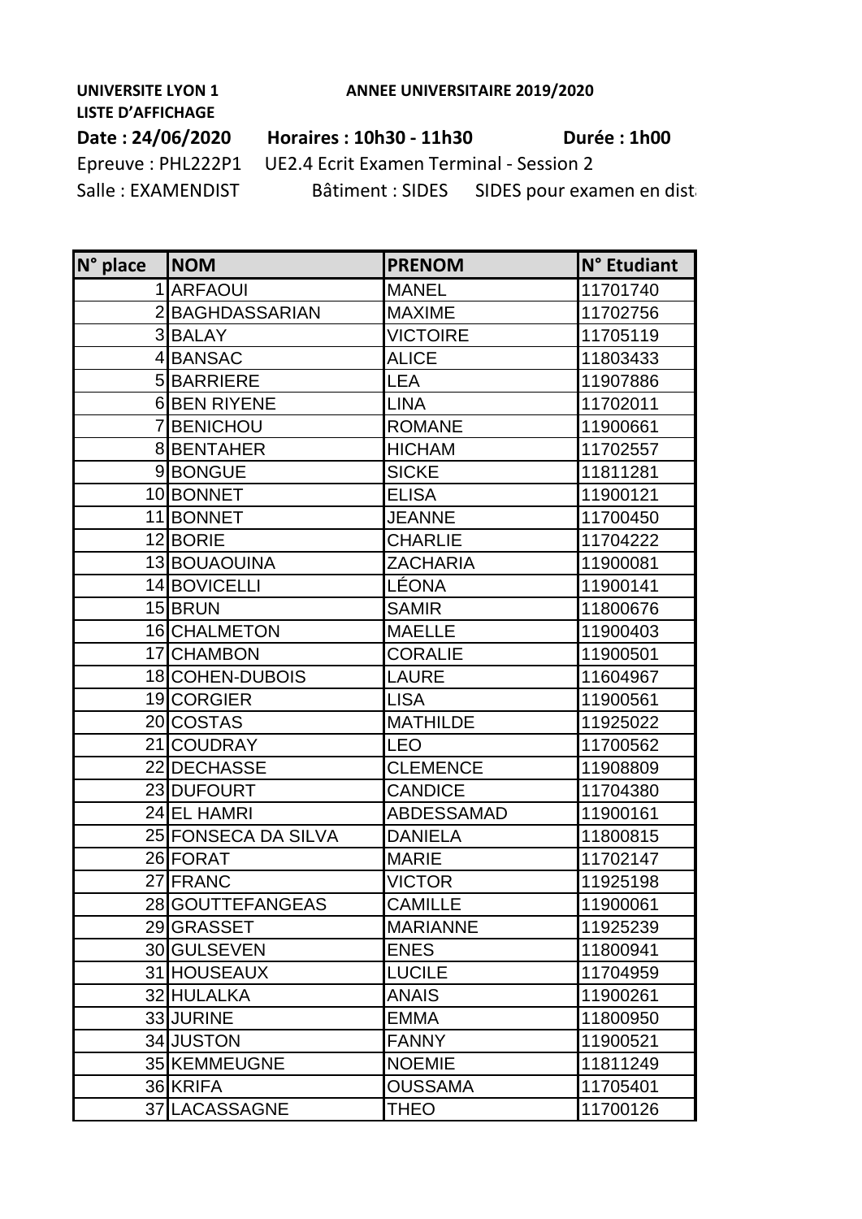**UNIVERSITE LYON 1** **ANNEE UNIVERSITAIRE 2019/2020**

**LISTE D'AFFICHAGE**

**Date : 24/06/2020** **Horaires : 10h30 - 11h30** **Durée : 1h00**

Epreuve : PHL222P1 UE2.4 Ecrit Examen Terminal - Session 2

Salle : EXAMENDIST Bâtiment : SIDES SIDES pour examen en dist

| N° place | NOM | PRENOM | N° Etudiant |
|---|---|---|---|
| 1 | ARFAOUI | MANEL | 11701740 |
| 2 | BAGHDASSARIAN | MAXIME | 11702756 |
| 3 | BALAY | VICTOIRE | 11705119 |
| 4 | BANSAC | ALICE | 11803433 |
| 5 | BARRIERE | LEA | 11907886 |
| 6 | BEN RIYENE | LINA | 11702011 |
| 7 | BENICHOU | ROMANE | 11900661 |
| 8 | BENTAHER | HICHAM | 11702557 |
| 9 | BONGUE | SICKE | 11811281 |
| 10 | BONNET | ELISA | 11900121 |
| 11 | BONNET | JEANNE | 11700450 |
| 12 | BORIE | CHARLIE | 11704222 |
| 13 | BOUAOUINA | ZACHARIA | 11900081 |
| 14 | BOVICELLI | LÉONA | 11900141 |
| 15 | BRUN | SAMIR | 11800676 |
| 16 | CHALMETON | MAELLE | 11900403 |
| 17 | CHAMBON | CORALIE | 11900501 |
| 18 | COHEN-DUBOIS | LAURE | 11604967 |
| 19 | CORGIER | LISA | 11900561 |
| 20 | COSTAS | MATHILDE | 11925022 |
| 21 | COUDRAY | LEO | 11700562 |
| 22 | DECHASSE | CLEMENCE | 11908809 |
| 23 | DUFOURT | CANDICE | 11704380 |
| 24 | EL HAMRI | ABDESSAMAD | 11900161 |
| 25 | FONSECA DA SILVA | DANIELA | 11800815 |
| 26 | FORAT | MARIE | 11702147 |
| 27 | FRANC | VICTOR | 11925198 |
| 28 | GOUTTEFANGEAS | CAMILLE | 11900061 |
| 29 | GRASSET | MARIANNE | 11925239 |
| 30 | GULSEVEN | ENES | 11800941 |
| 31 | HOUSEAUX | LUCILE | 11704959 |
| 32 | HULALKA | ANAIS | 11900261 |
| 33 | JURINE | EMMA | 11800950 |
| 34 | JUSTON | FANNY | 11900521 |
| 35 | KEMMEUGNE | NOEMIE | 11811249 |
| 36 | KRIFA | OUSSAMA | 11705401 |
| 37 | LACASSAGNE | THEO | 11700126 |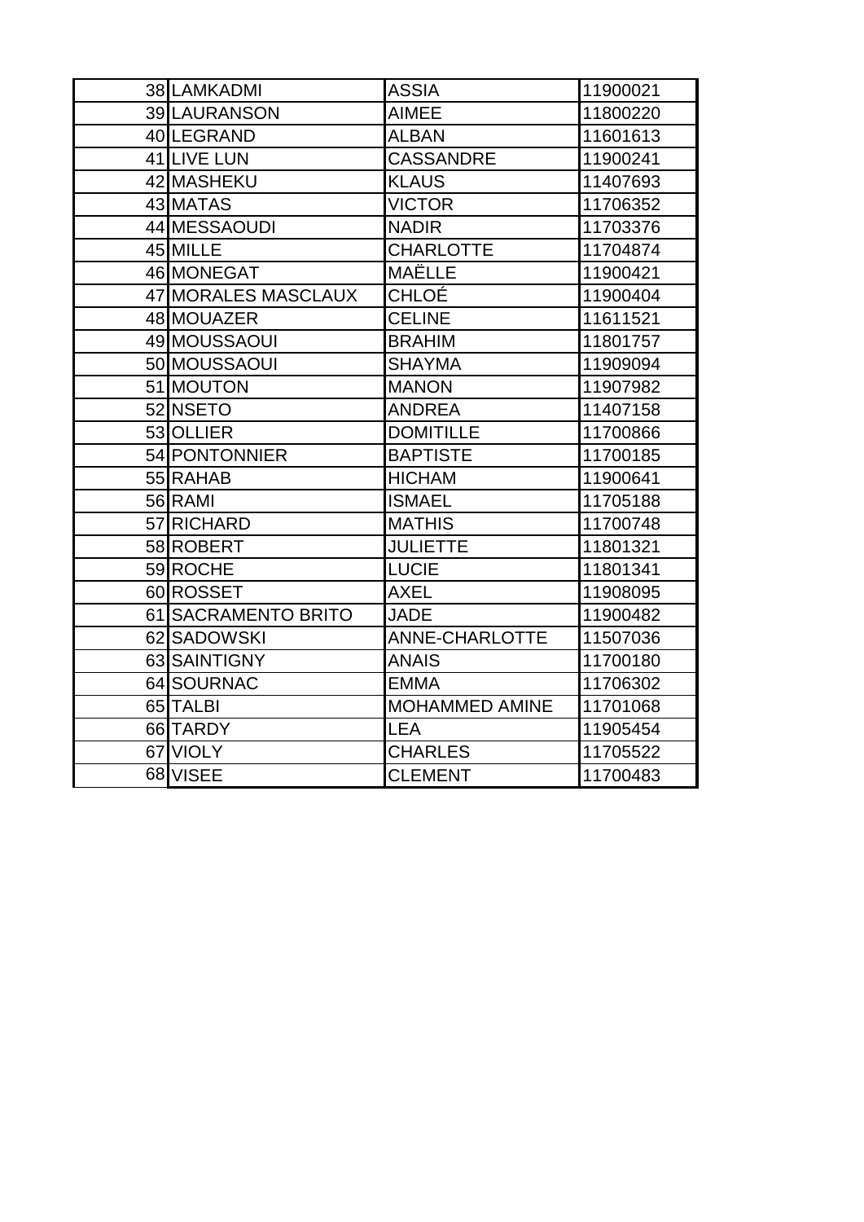|  |  |  |  |
|---|---|---|---|
| 38 | LAMKADMI | ASSIA | 11900021 |
| 39 | LAURANSON | AIMEE | 11800220 |
| 40 | LEGRAND | ALBAN | 11601613 |
| 41 | LIVE LUN | CASSANDRE | 11900241 |
| 42 | MASHEKU | KLAUS | 11407693 |
| 43 | MATAS | VICTOR | 11706352 |
| 44 | MESSAOUDI | NADIR | 11703376 |
| 45 | MILLE | CHARLOTTE | 11704874 |
| 46 | MONEGAT | MAËLLE | 11900421 |
| 47 | MORALES MASCLAUX | CHLOÉ | 11900404 |
| 48 | MOUAZER | CELINE | 11611521 |
| 49 | MOUSSAOUI | BRAHIM | 11801757 |
| 50 | MOUSSAOUI | SHAYMA | 11909094 |
| 51 | MOUTON | MANON | 11907982 |
| 52 | NSETO | ANDREA | 11407158 |
| 53 | OLLIER | DOMITILLE | 11700866 |
| 54 | PONTONNIER | BAPTISTE | 11700185 |
| 55 | RAHAB | HICHAM | 11900641 |
| 56 | RAMI | ISMAEL | 11705188 |
| 57 | RICHARD | MATHIS | 11700748 |
| 58 | ROBERT | JULIETTE | 11801321 |
| 59 | ROCHE | LUCIE | 11801341 |
| 60 | ROSSET | AXEL | 11908095 |
| 61 | SACRAMENTO BRITO | JADE | 11900482 |
| 62 | SADOWSKI | ANNE-CHARLOTTE | 11507036 |
| 63 | SAINTIGNY | ANAIS | 11700180 |
| 64 | SOURNAC | EMMA | 11706302 |
| 65 | TALBI | MOHAMMED AMINE | 11701068 |
| 66 | TARDY | LEA | 11905454 |
| 67 | VIOLY | CHARLES | 11705522 |
| 68 | VISEE | CLEMENT | 11700483 |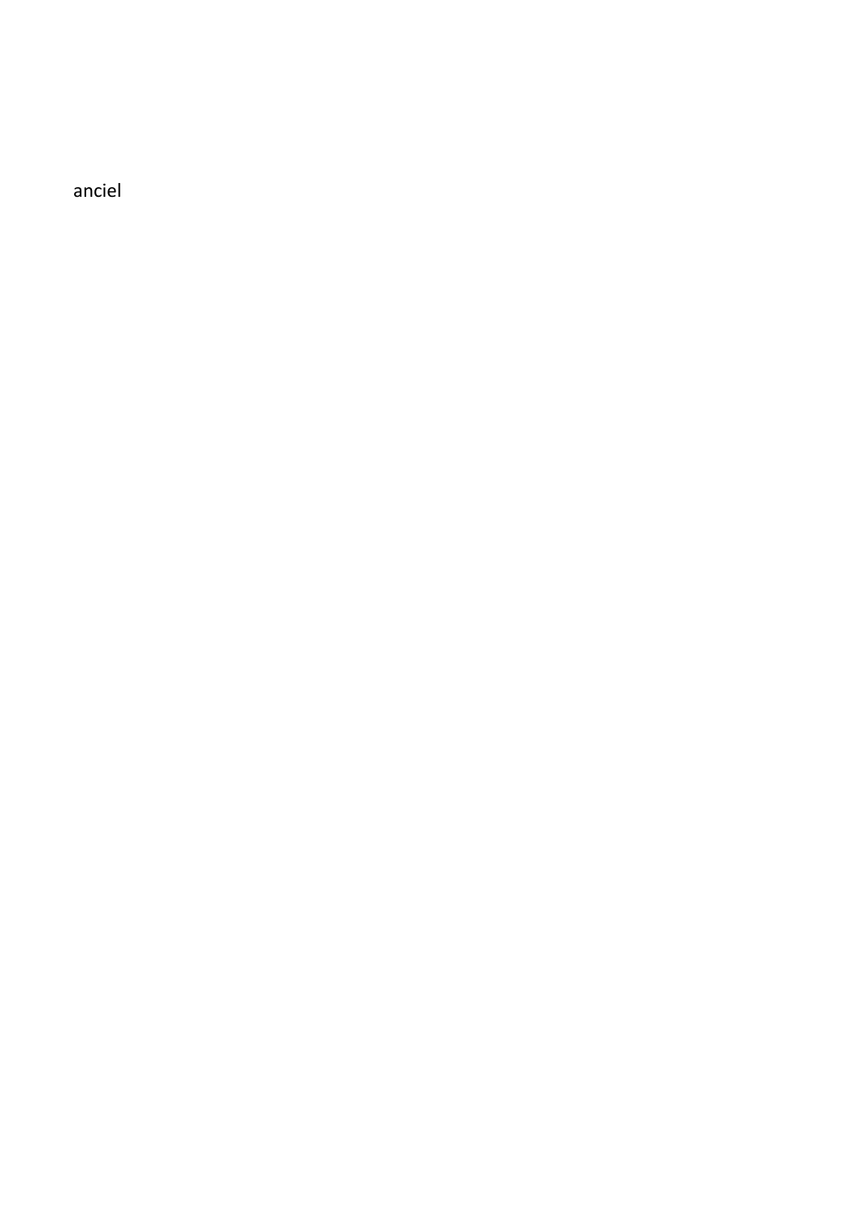anciel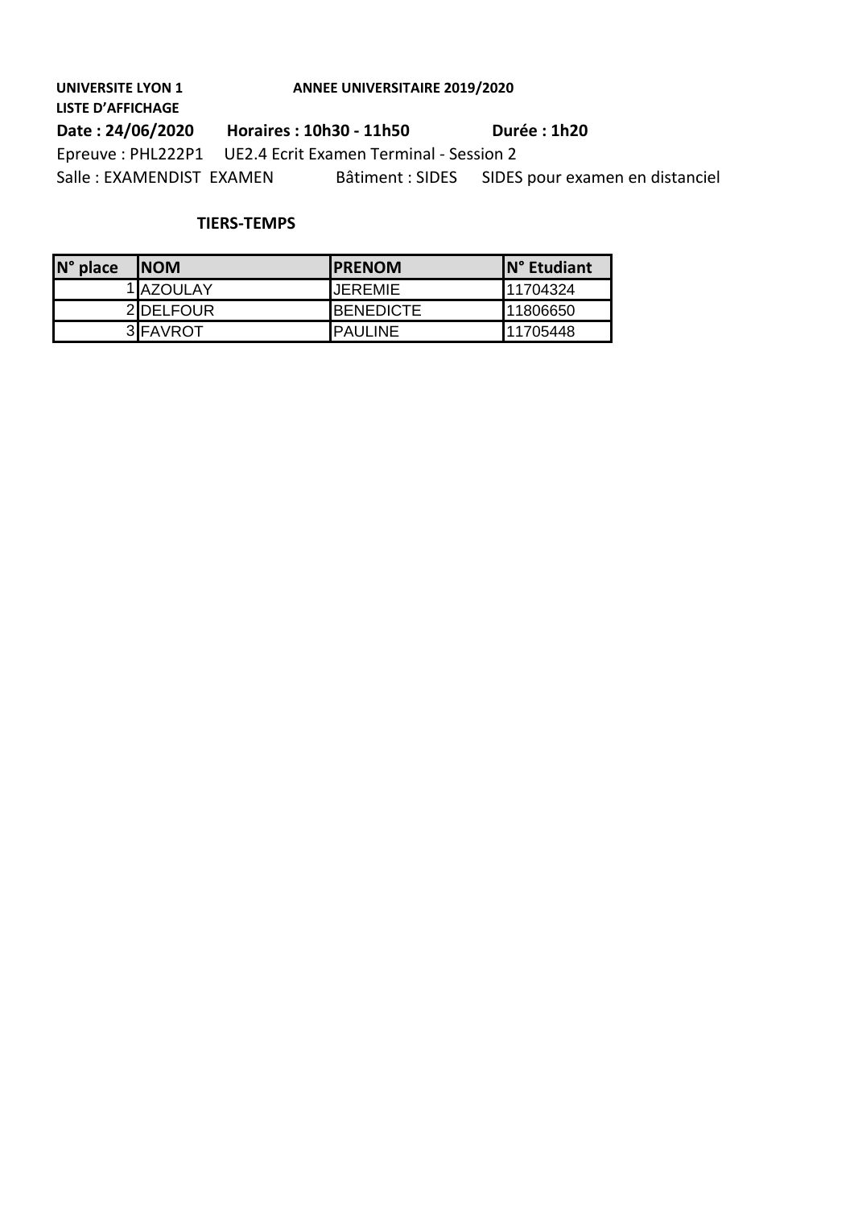**UNIVERSITE LYON 1** **ANNEE UNIVERSITAIRE 2019/2020**

**LISTE D'AFFICHAGE**

**Date : 24/06/2020** **Horaires : 10h30 - 11h50** **Durée : 1h20**

Epreuve : PHL222P1 UE2.4 Ecrit Examen Terminal - Session 2

Salle : EXAMENDIST EXAMEN Bâtiment : SIDES SIDES pour examen en distanciel

**TIERS-TEMPS**

| N° place | NOM | PRENOM | N° Etudiant |
|---|---|---|---|
| 1 | AZOULAY | JEREMIE | 11704324 |
| 2 | DELFOUR | BENEDICTE | 11806650 |
| 3 | FAVROT | PAULINE | 11705448 |